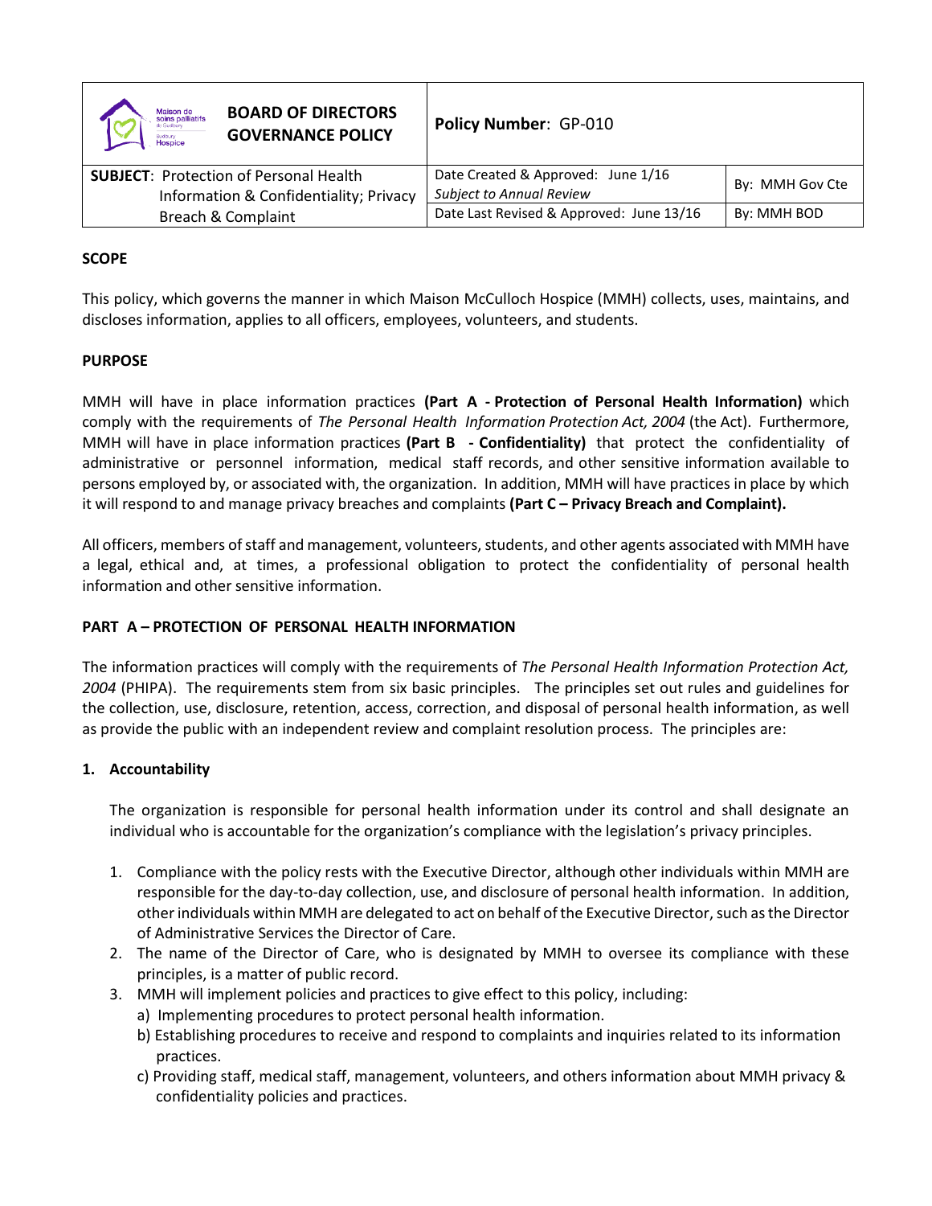| BOARD OF DIRECTORS GOVERNANCE POLICY | Policy Number: GP-010 | |
|---|---|---|
| **SUBJECT**: Protection of Personal Health Information & Confidentiality; Privacy Breach & Complaint | Date Created & Approved: June 1/16 *Subject to Annual Review* | By: MMH Gov Cte |
| | Date Last Revised & Approved: June 13/16 | By: MMH BOD |

**SCOPE**

This policy, which governs the manner in which Maison McCulloch Hospice (MMH) collects, uses, maintains, and discloses information, applies to all officers, employees, volunteers, and students.

**PURPOSE**

MMH will have in place information practices **(Part A - Protection of Personal Health Information)** which comply with the requirements of *The Personal Health Information Protection Act, 2004* (the Act). Furthermore, MMH will have in place information practices **(Part B - Confidentiality)** that protect the confidentiality of administrative or personnel information, medical staff records, and other sensitive information available to persons employed by, or associated with, the organization. In addition, MMH will have practices in place by which it will respond to and manage privacy breaches and complaints **(Part C – Privacy Breach and Complaint).**

All officers, members of staff and management, volunteers, students, and other agents associated with MMH have a legal, ethical and, at times, a professional obligation to protect the confidentiality of personal health information and other sensitive information.

**PART A – PROTECTION OF PERSONAL HEALTH INFORMATION**

The information practices will comply with the requirements of *The Personal Health Information Protection Act, 2004* (PHIPA). The requirements stem from six basic principles. The principles set out rules and guidelines for the collection, use, disclosure, retention, access, correction, and disposal of personal health information, as well as provide the public with an independent review and complaint resolution process. The principles are:

**1. Accountability**

The organization is responsible for personal health information under its control and shall designate an individual who is accountable for the organization's compliance with the legislation's privacy principles.

1. Compliance with the policy rests with the Executive Director, although other individuals within MMH are responsible for the day-to-day collection, use, and disclosure of personal health information. In addition, other individuals within MMH are delegated to act on behalf of the Executive Director, such as the Director of Administrative Services the Director of Care.
2. The name of the Director of Care, who is designated by MMH to oversee its compliance with these principles, is a matter of public record.
3. MMH will implement policies and practices to give effect to this policy, including:
   a) Implementing procedures to protect personal health information.
   b) Establishing procedures to receive and respond to complaints and inquiries related to its information practices.
   c) Providing staff, medical staff, management, volunteers, and others information about MMH privacy & confidentiality policies and practices.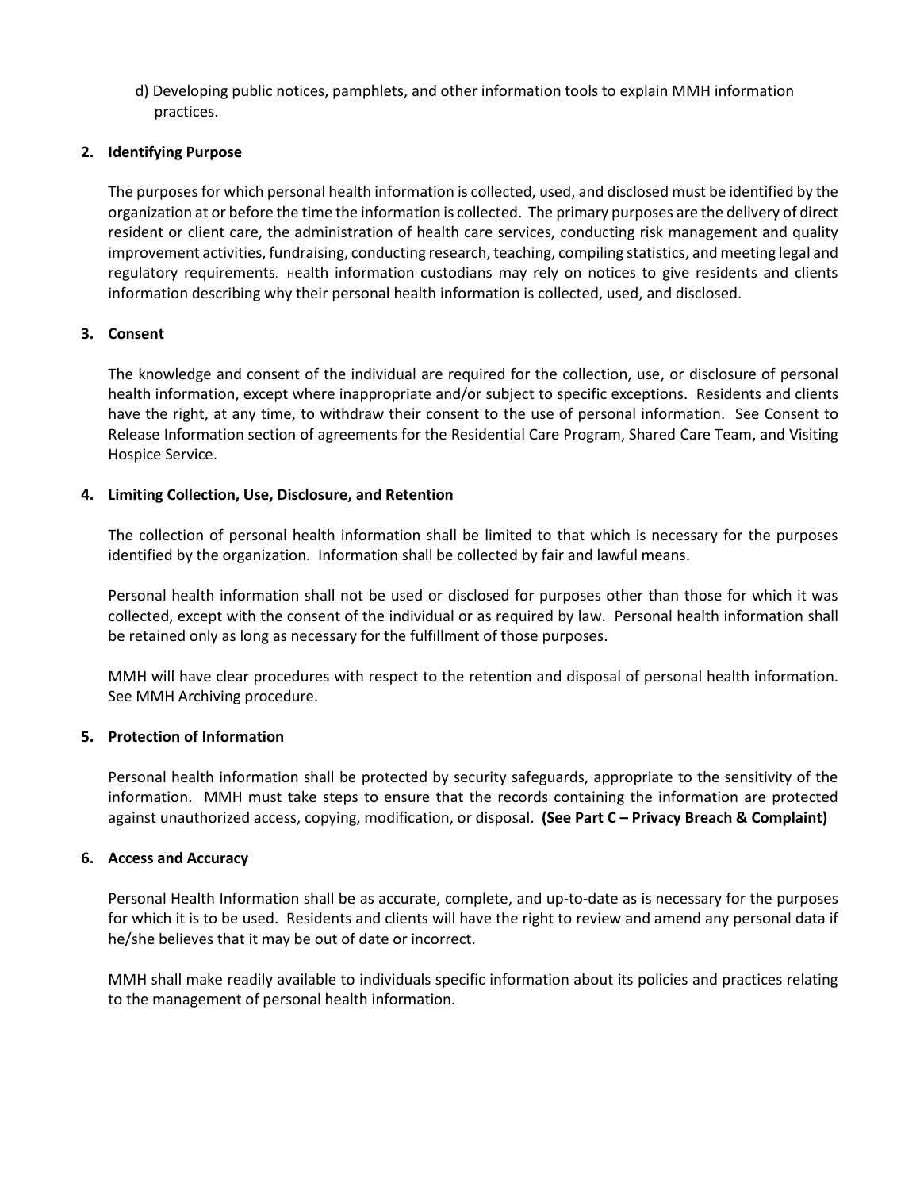d) Developing public notices, pamphlets, and other information tools to explain MMH information practices.

**2. Identifying Purpose**

The purposes for which personal health information is collected, used, and disclosed must be identified by the organization at or before the time the information is collected. The primary purposes are the delivery of direct resident or client care, the administration of health care services, conducting risk management and quality improvement activities, fundraising, conducting research, teaching, compiling statistics, and meeting legal and regulatory requirements. Health information custodians may rely on notices to give residents and clients information describing why their personal health information is collected, used, and disclosed.

**3. Consent**

The knowledge and consent of the individual are required for the collection, use, or disclosure of personal health information, except where inappropriate and/or subject to specific exceptions. Residents and clients have the right, at any time, to withdraw their consent to the use of personal information. See Consent to Release Information section of agreements for the Residential Care Program, Shared Care Team, and Visiting Hospice Service.

**4. Limiting Collection, Use, Disclosure, and Retention**

The collection of personal health information shall be limited to that which is necessary for the purposes identified by the organization. Information shall be collected by fair and lawful means.

Personal health information shall not be used or disclosed for purposes other than those for which it was collected, except with the consent of the individual or as required by law. Personal health information shall be retained only as long as necessary for the fulfillment of those purposes.

MMH will have clear procedures with respect to the retention and disposal of personal health information. See MMH Archiving procedure.

**5. Protection of Information**

Personal health information shall be protected by security safeguards, appropriate to the sensitivity of the information. MMH must take steps to ensure that the records containing the information are protected against unauthorized access, copying, modification, or disposal. **(See Part C – Privacy Breach & Complaint)**

**6. Access and Accuracy**

Personal Health Information shall be as accurate, complete, and up-to-date as is necessary for the purposes for which it is to be used. Residents and clients will have the right to review and amend any personal data if he/she believes that it may be out of date or incorrect.

MMH shall make readily available to individuals specific information about its policies and practices relating to the management of personal health information.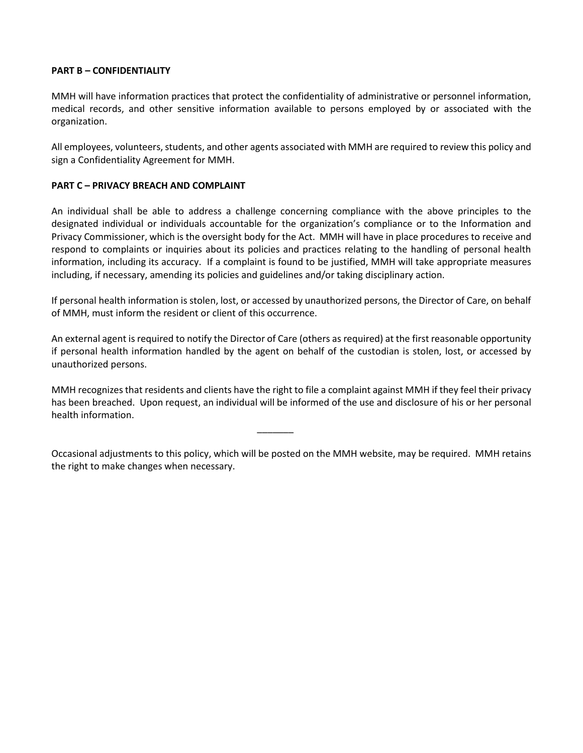**PART B – CONFIDENTIALITY**

MMH will have information practices that protect the confidentiality of administrative or personnel information, medical records, and other sensitive information available to persons employed by or associated with the organization.

All employees, volunteers, students, and other agents associated with MMH are required to review this policy and sign a Confidentiality Agreement for MMH.

**PART C – PRIVACY BREACH AND COMPLAINT**

An individual shall be able to address a challenge concerning compliance with the above principles to the designated individual or individuals accountable for the organization's compliance or to the Information and Privacy Commissioner, which is the oversight body for the Act. MMH will have in place procedures to receive and respond to complaints or inquiries about its policies and practices relating to the handling of personal health information, including its accuracy. If a complaint is found to be justified, MMH will take appropriate measures including, if necessary, amending its policies and guidelines and/or taking disciplinary action.

If personal health information is stolen, lost, or accessed by unauthorized persons, the Director of Care, on behalf of MMH, must inform the resident or client of this occurrence.

An external agent is required to notify the Director of Care (others as required) at the first reasonable opportunity if personal health information handled by the agent on behalf of the custodian is stolen, lost, or accessed by unauthorized persons.

MMH recognizes that residents and clients have the right to file a complaint against MMH if they feel their privacy has been breached. Upon request, an individual will be informed of the use and disclosure of his or her personal health information.

_______

Occasional adjustments to this policy, which will be posted on the MMH website, may be required. MMH retains the right to make changes when necessary.